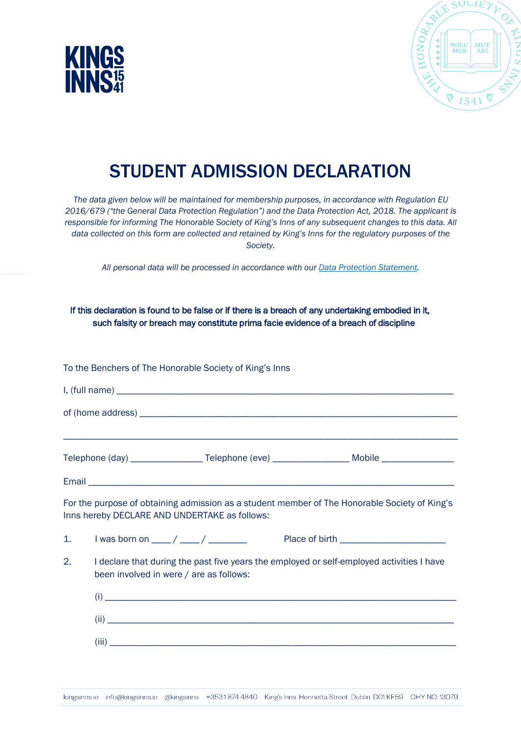# STUDENT ADMISSION DECLARATION

*The data given below will be maintained for membership purposes, in accordance with Regulation EU 2016/679 ("the General Data Protection Regulation") and the Data Protection Act, 2018. The applicant is responsible for informing The Honorable Society of King's Inns of any subsequent changes to this data. All data collected on this form are collected and retained by King's Inns for the regulatory purposes of the Society.*

*All personal data will be processed in accordance with our [Data Protection Statement](Data Protection Statement).*

**If this declaration is found to be false or if there is a breach of any undertaking embodied in it, such falsity or breach may constitute prima facie evidence of a breach of discipline**

To the Benchers of The Honorable Society of King's Inns

I, (full name) ______________________________________________________________

of (home address) ___________________________________________________________

_____________________________________________________________________________

Telephone (day) ______________ Telephone (eve) _______________ Mobile ______________

Email _______________________________________________________________________

For the purpose of obtaining admission as a student member of The Honorable Society of King's Inns hereby DECLARE AND UNDERTAKE as follows:

1. I was born on ____ / ____ / ________ Place of birth _____________________

2. I declare that during the past five years the employed or self-employed activities I have been involved in were / are as follows:

   (i) ______________________________________________________________________

   (ii) _____________________________________________________________________

   (iii) ____________________________________________________________________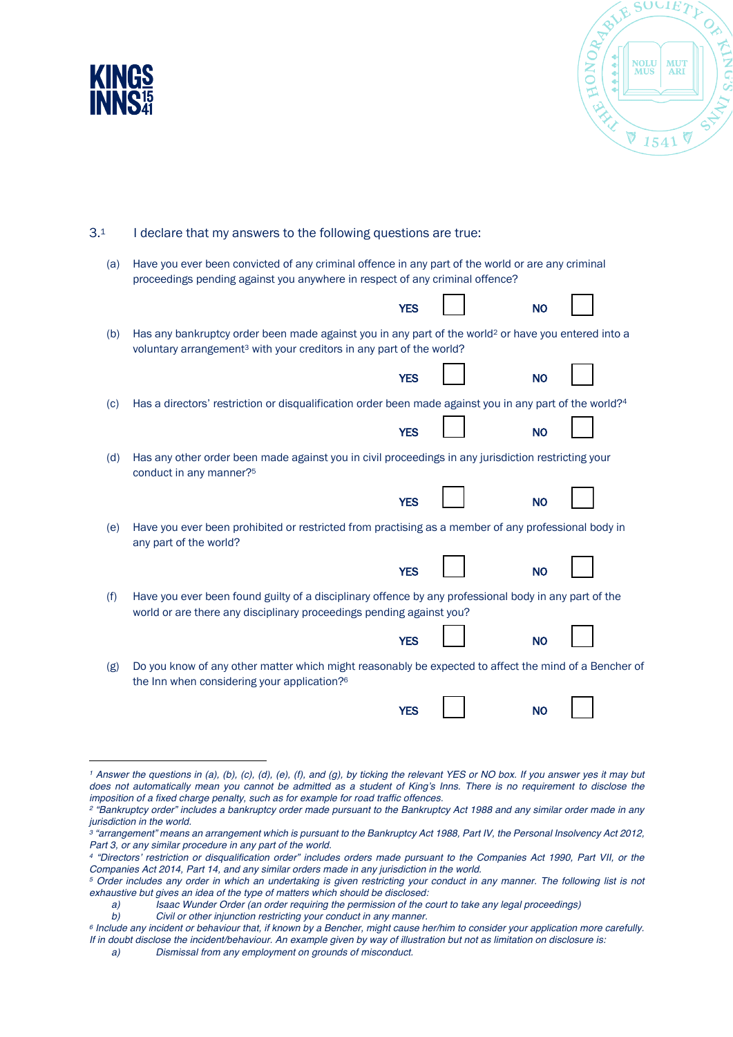3.[1] I declare that my answers to the following questions are true:

(a) Have you ever been convicted of any criminal offence in any part of the world or are any criminal proceedings pending against you anywhere in respect of any criminal offence?

**YES** ☐ **NO** ☐

(b) Has any bankruptcy order been made against you in any part of the world[2] or have you entered into a voluntary arrangement[3] with your creditors in any part of the world?

**YES** ☐ **NO** ☐

(c) Has a directors' restriction or disqualification order been made against you in any part of the world?[4]

**YES** ☐ **NO** ☐

(d) Has any other order been made against you in civil proceedings in any jurisdiction restricting your conduct in any manner?[5]

**YES** ☐ **NO** ☐

(e) Have you ever been prohibited or restricted from practising as a member of any professional body in any part of the world?

**YES** ☐ **NO** ☐

(f) Have you ever been found guilty of a disciplinary offence by any professional body in any part of the world or are there any disciplinary proceedings pending against you?

**YES** ☐ **NO** ☐

(g) Do you know of any other matter which might reasonably be expected to affect the mind of a Bencher of the Inn when considering your application?[6]

**YES** ☐ **NO** ☐

---

[1] *Answer the questions in (a), (b), (c), (d), (e), (f), and (g), by ticking the relevant YES or NO box. If you answer yes it may but does not automatically mean you cannot be admitted as a student of King's Inns. There is no requirement to disclose the imposition of a fixed charge penalty, such as for example for road traffic offences.*

[2] *"Bankruptcy order" includes a bankruptcy order made pursuant to the Bankruptcy Act 1988 and any similar order made in any jurisdiction in the world.*

[3] *"arrangement" means an arrangement which is pursuant to the Bankruptcy Act 1988, Part IV, the Personal Insolvency Act 2012, Part 3, or any similar procedure in any part of the world.*

[4] *"Directors' restriction or disqualification order" includes orders made pursuant to the Companies Act 1990, Part VII, or the Companies Act 2014, Part 14, and any similar orders made in any jurisdiction in the world.*

[5] *Order includes any order in which an undertaking is given restricting your conduct in any manner. The following list is not exhaustive but gives an idea of the type of matters which should be disclosed:*

*a) Isaac Wunder Order (an order requiring the permission of the court to take any legal proceedings)*

*b) Civil or other injunction restricting your conduct in any manner.*

[6] *Include any incident or behaviour that, if known by a Bencher, might cause her/him to consider your application more carefully. If in doubt disclose the incident/behaviour. An example given by way of illustration but not as limitation on disclosure is:*

*a) Dismissal from any employment on grounds of misconduct.*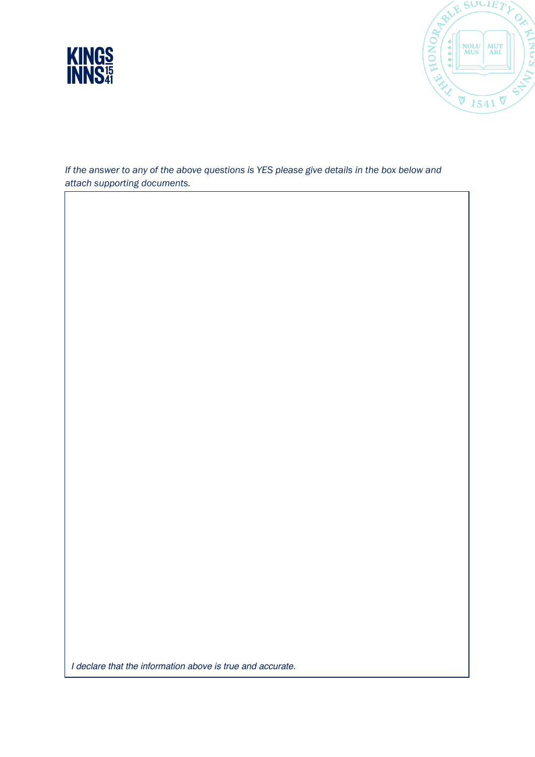*If the answer to any of the above questions is YES please give details in the box below and attach supporting documents.*

*I declare that the information above is true and accurate.*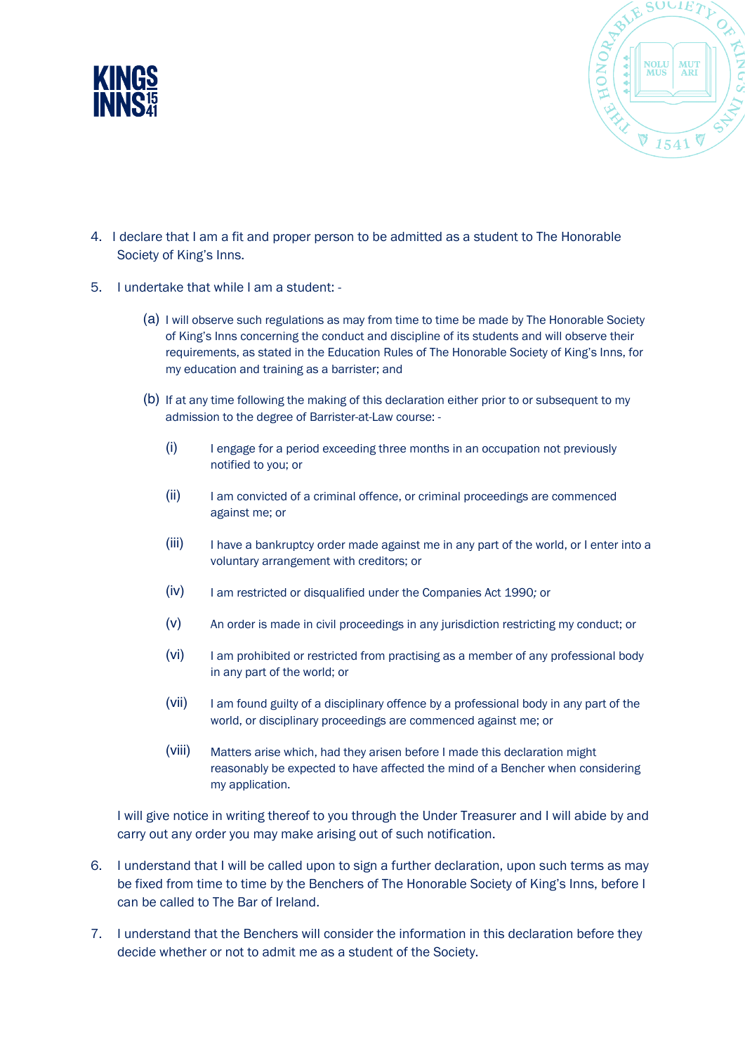4. I declare that I am a fit and proper person to be admitted as a student to The Honorable Society of King's Inns.

5. I undertake that while I am a student: -

   (a) I will observe such regulations as may from time to time be made by The Honorable Society of King's Inns concerning the conduct and discipline of its students and will observe their requirements, as stated in the Education Rules of The Honorable Society of King's Inns, for my education and training as a barrister; and

   (b) If at any time following the making of this declaration either prior to or subsequent to my admission to the degree of Barrister-at-Law course: -

      (i) I engage for a period exceeding three months in an occupation not previously notified to you; or

      (ii) I am convicted of a criminal offence, or criminal proceedings are commenced against me; or

      (iii) I have a bankruptcy order made against me in any part of the world, or I enter into a voluntary arrangement with creditors; or

      (iv) I am restricted or disqualified under the Companies Act 1990*;* or

      (v) An order is made in civil proceedings in any jurisdiction restricting my conduct; or

      (vi) I am prohibited or restricted from practising as a member of any professional body in any part of the world; or

      (vii) I am found guilty of a disciplinary offence by a professional body in any part of the world, or disciplinary proceedings are commenced against me; or

      (viii) Matters arise which, had they arisen before I made this declaration might reasonably be expected to have affected the mind of a Bencher when considering my application.

   I will give notice in writing thereof to you through the Under Treasurer and I will abide by and carry out any order you may make arising out of such notification.

6. I understand that I will be called upon to sign a further declaration, upon such terms as may be fixed from time to time by the Benchers of The Honorable Society of King's Inns, before I can be called to The Bar of Ireland.

7. I understand that the Benchers will consider the information in this declaration before they decide whether or not to admit me as a student of the Society.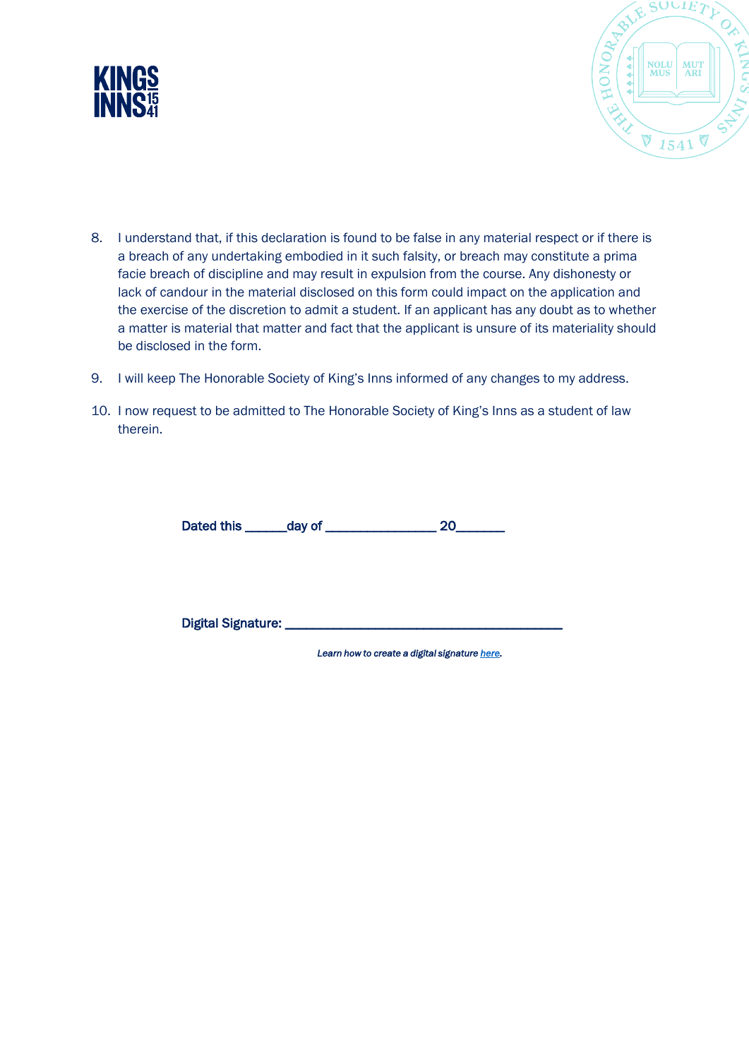8. I understand that, if this declaration is found to be false in any material respect or if there is a breach of any undertaking embodied in it such falsity, or breach may constitute a prima facie breach of discipline and may result in expulsion from the course. Any dishonesty or lack of candour in the material disclosed on this form could impact on the application and the exercise of the discretion to admit a student. If an applicant has any doubt as to whether a matter is material that matter and fact that the applicant is unsure of its materiality should be disclosed in the form.

9. I will keep The Honorable Society of King's Inns informed of any changes to my address.

10. I now request to be admitted to The Honorable Society of King's Inns as a student of law therein.

**Dated this ______day of ________________ 20_______**

**Digital Signature: ________________________________________**

***Learn how to create a digital signature here.***